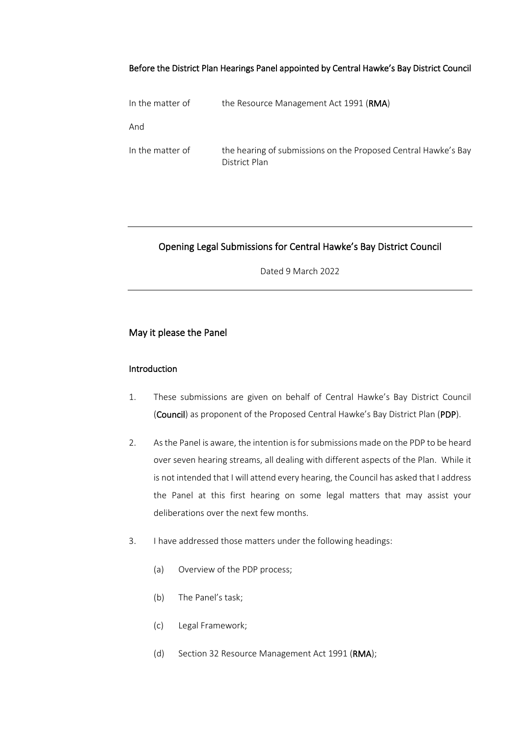**Before the District Plan Hearings Panel appointed by Central Hawke's Bay District Council**

| | |
|---|---|
| In the matter of | the Resource Management Act 1991 (**RMA**) |
| And | |
| In the matter of | the hearing of submissions on the Proposed Central Hawke's Bay District Plan |

---

## Opening Legal Submissions for Central Hawke's Bay District Council

Dated 9 March 2022

---

## May it please the Panel

### Introduction

1. These submissions are given on behalf of Central Hawke's Bay District Council (**Council**) as proponent of the Proposed Central Hawke's Bay District Plan (**PDP**).

2. As the Panel is aware, the intention is for submissions made on the PDP to be heard over seven hearing streams, all dealing with different aspects of the Plan. While it is not intended that I will attend every hearing, the Council has asked that I address the Panel at this first hearing on some legal matters that may assist your deliberations over the next few months.

3. I have addressed those matters under the following headings:

   (a) Overview of the PDP process;

   (b) The Panel's task;

   (c) Legal Framework;

   (d) Section 32 Resource Management Act 1991 (**RMA**);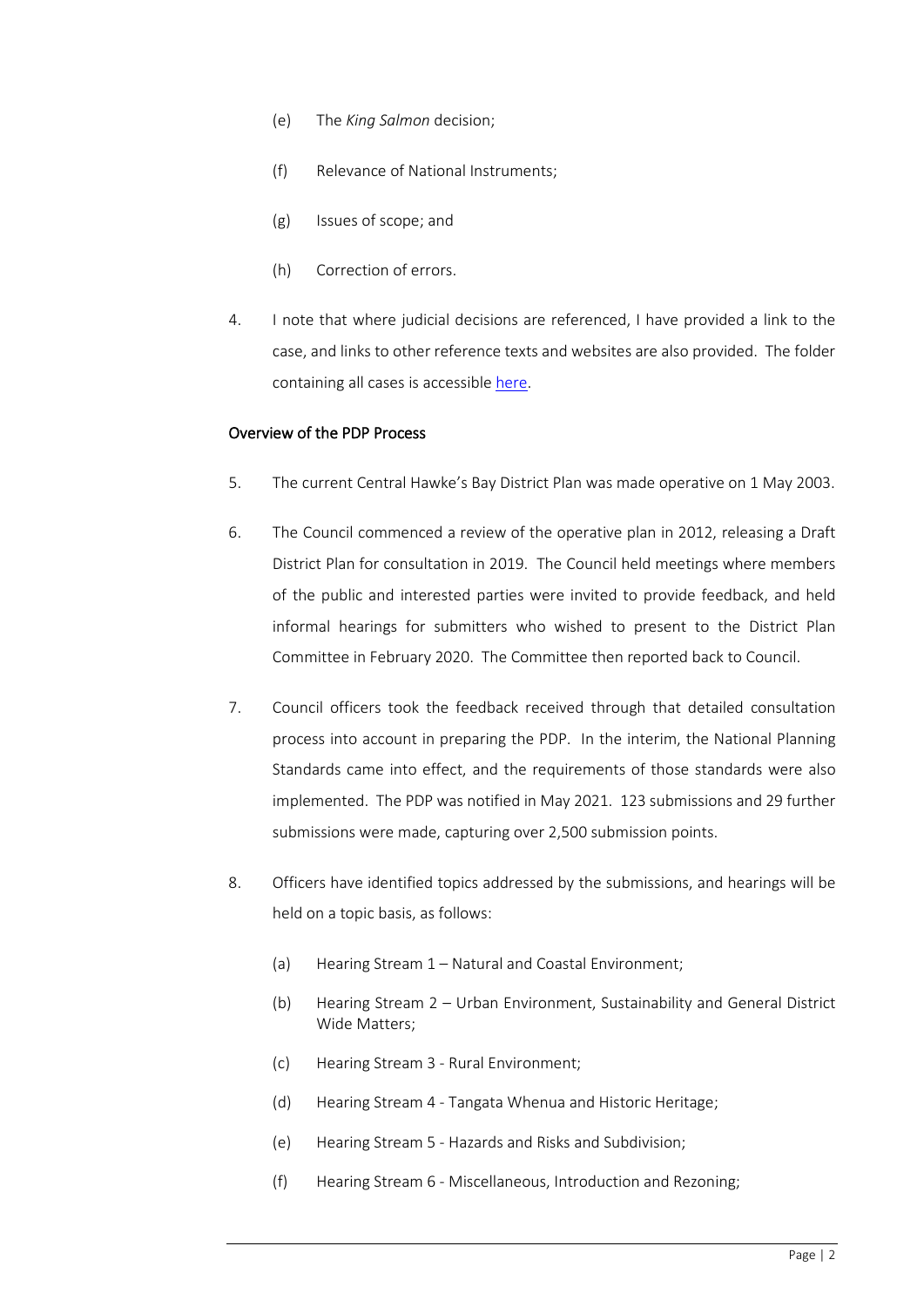(e) The *King Salmon* decision;

(f) Relevance of National Instruments;

(g) Issues of scope; and

(h) Correction of errors.

4. I note that where judicial decisions are referenced, I have provided a link to the case, and links to other reference texts and websites are also provided. The folder containing all cases is accessible here.

## Overview of the PDP Process

5. The current Central Hawke's Bay District Plan was made operative on 1 May 2003.

6. The Council commenced a review of the operative plan in 2012, releasing a Draft District Plan for consultation in 2019. The Council held meetings where members of the public and interested parties were invited to provide feedback, and held informal hearings for submitters who wished to present to the District Plan Committee in February 2020. The Committee then reported back to Council.

7. Council officers took the feedback received through that detailed consultation process into account in preparing the PDP. In the interim, the National Planning Standards came into effect, and the requirements of those standards were also implemented. The PDP was notified in May 2021. 123 submissions and 29 further submissions were made, capturing over 2,500 submission points.

8. Officers have identified topics addressed by the submissions, and hearings will be held on a topic basis, as follows:

   (a) Hearing Stream 1 – Natural and Coastal Environment;

   (b) Hearing Stream 2 – Urban Environment, Sustainability and General District Wide Matters;

   (c) Hearing Stream 3 - Rural Environment;

   (d) Hearing Stream 4 - Tangata Whenua and Historic Heritage;

   (e) Hearing Stream 5 - Hazards and Risks and Subdivision;

   (f) Hearing Stream 6 - Miscellaneous, Introduction and Rezoning;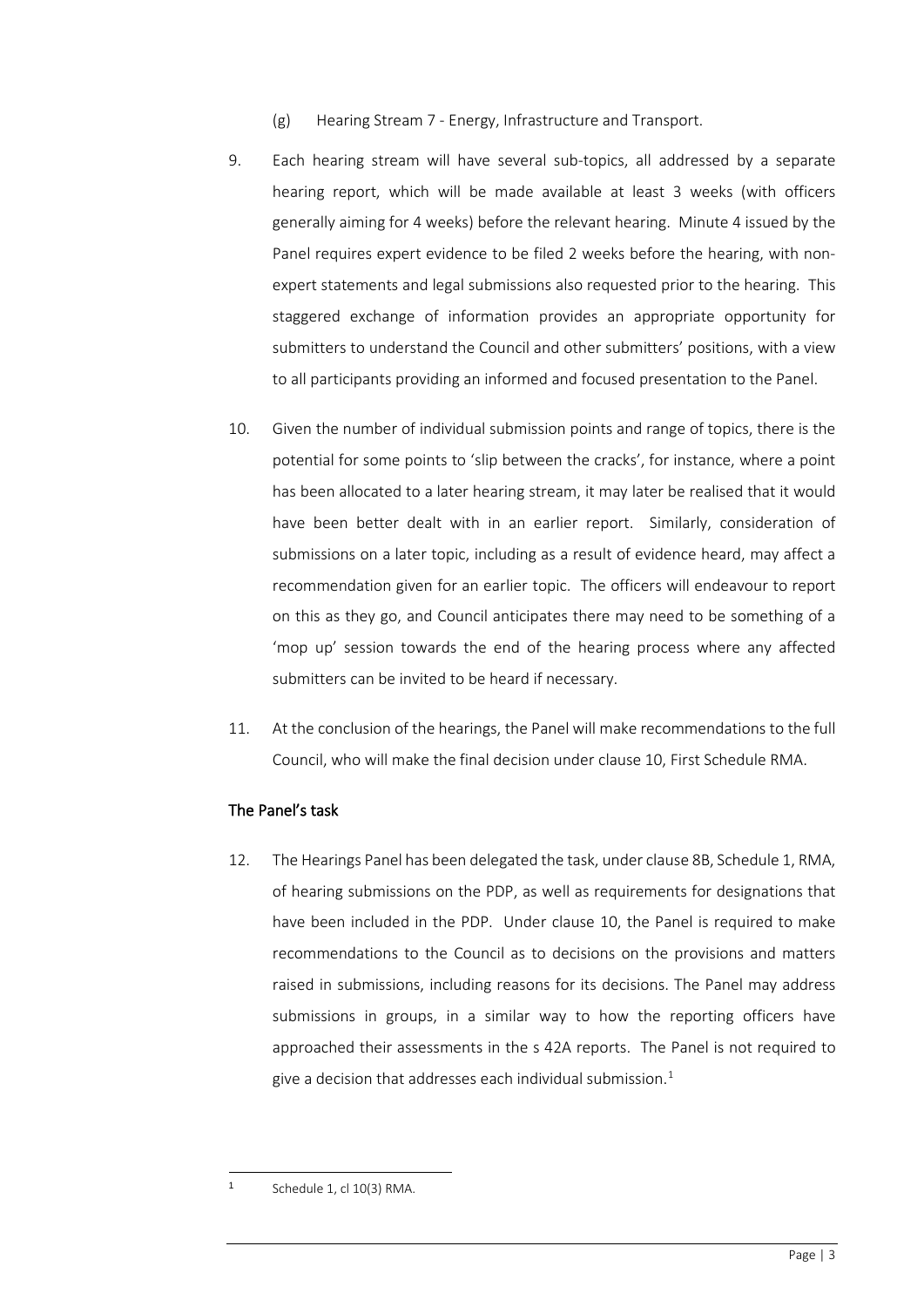(g) Hearing Stream 7 - Energy, Infrastructure and Transport.

9. Each hearing stream will have several sub-topics, all addressed by a separate hearing report, which will be made available at least 3 weeks (with officers generally aiming for 4 weeks) before the relevant hearing. Minute 4 issued by the Panel requires expert evidence to be filed 2 weeks before the hearing, with non-expert statements and legal submissions also requested prior to the hearing. This staggered exchange of information provides an appropriate opportunity for submitters to understand the Council and other submitters' positions, with a view to all participants providing an informed and focused presentation to the Panel.

10. Given the number of individual submission points and range of topics, there is the potential for some points to 'slip between the cracks', for instance, where a point has been allocated to a later hearing stream, it may later be realised that it would have been better dealt with in an earlier report. Similarly, consideration of submissions on a later topic, including as a result of evidence heard, may affect a recommendation given for an earlier topic. The officers will endeavour to report on this as they go, and Council anticipates there may need to be something of a 'mop up' session towards the end of the hearing process where any affected submitters can be invited to be heard if necessary.

11. At the conclusion of the hearings, the Panel will make recommendations to the full Council, who will make the final decision under clause 10, First Schedule RMA.

## The Panel's task

12. The Hearings Panel has been delegated the task, under clause 8B, Schedule 1, RMA, of hearing submissions on the PDP, as well as requirements for designations that have been included in the PDP. Under clause 10, the Panel is required to make recommendations to the Council as to decisions on the provisions and matters raised in submissions, including reasons for its decisions. The Panel may address submissions in groups, in a similar way to how the reporting officers have approached their assessments in the s 42A reports. The Panel is not required to give a decision that addresses each individual submission.[1]

---

[1] Schedule 1, cl 10(3) RMA.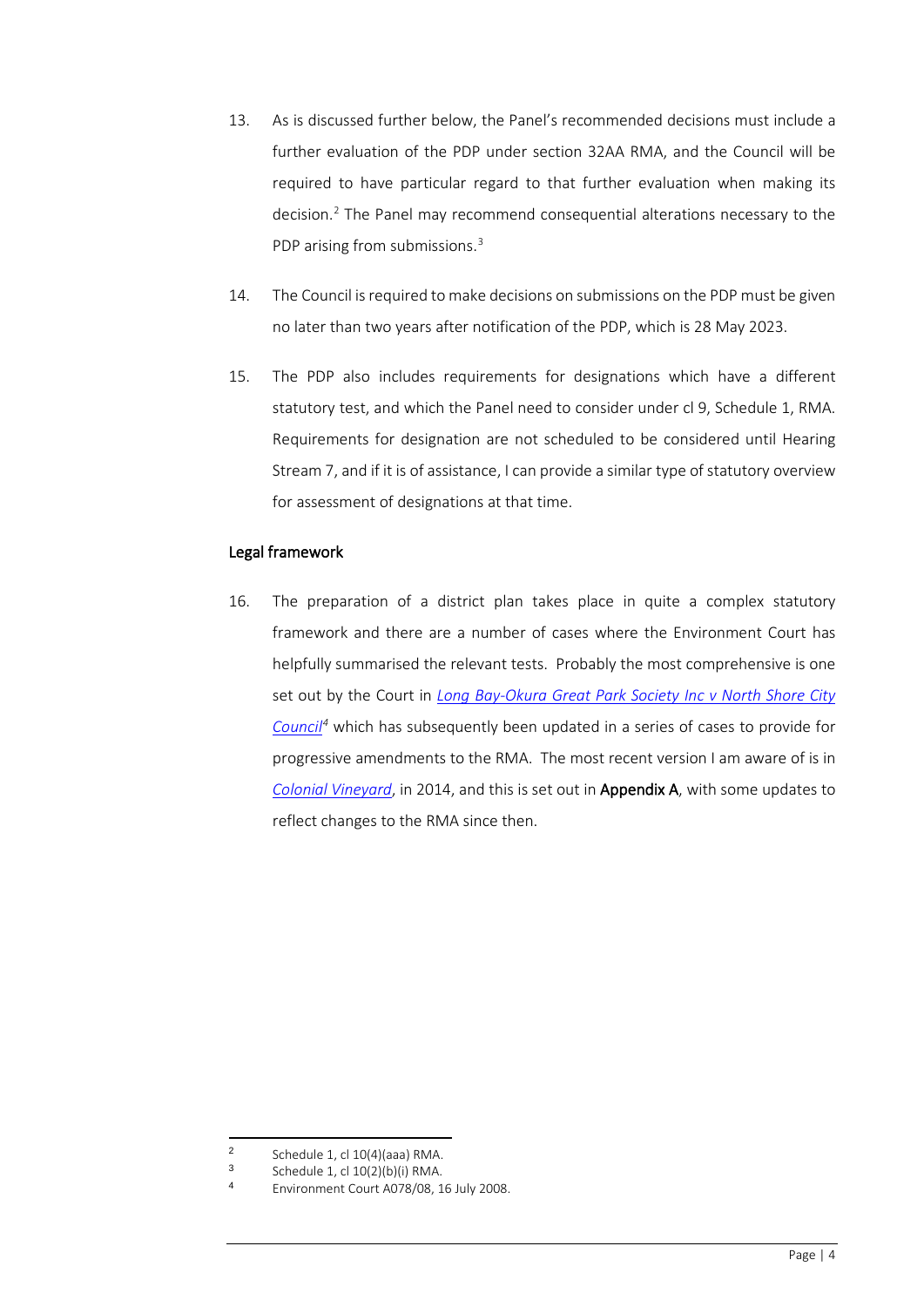13. As is discussed further below, the Panel's recommended decisions must include a further evaluation of the PDP under section 32AA RMA, and the Council will be required to have particular regard to that further evaluation when making its decision.[2] The Panel may recommend consequential alterations necessary to the PDP arising from submissions.[3]

14. The Council is required to make decisions on submissions on the PDP must be given no later than two years after notification of the PDP, which is 28 May 2023.

15. The PDP also includes requirements for designations which have a different statutory test, and which the Panel need to consider under cl 9, Schedule 1, RMA. Requirements for designation are not scheduled to be considered until Hearing Stream 7, and if it is of assistance, I can provide a similar type of statutory overview for assessment of designations at that time.

## Legal framework

16. The preparation of a district plan takes place in quite a complex statutory framework and there are a number of cases where the Environment Court has helpfully summarised the relevant tests. Probably the most comprehensive is one set out by the Court in *Long Bay-Okura Great Park Society Inc v North Shore City Council*[4] which has subsequently been updated in a series of cases to provide for progressive amendments to the RMA. The most recent version I am aware of is in *Colonial Vineyard*, in 2014, and this is set out in **Appendix A**, with some updates to reflect changes to the RMA since then.

---

[2] Schedule 1, cl 10(4)(aaa) RMA.

[3] Schedule 1, cl 10(2)(b)(i) RMA.

[4] Environment Court A078/08, 16 July 2008.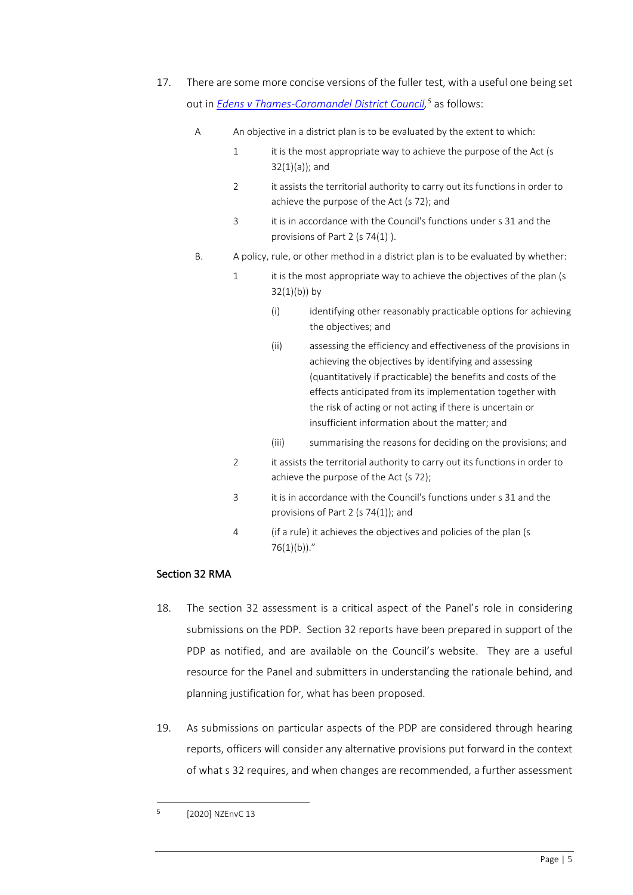17. There are some more concise versions of the fuller test, with a useful one being set out in *Edens v Thames-Coromandel District Council*,[5] as follows:

    A An objective in a district plan is to be evaluated by the extent to which:

    1 it is the most appropriate way to achieve the purpose of the Act (s 32(1)(a)); and

    2 it assists the territorial authority to carry out its functions in order to achieve the purpose of the Act (s 72); and

    3 it is in accordance with the Council's functions under s 31 and the provisions of Part 2 (s 74(1) ).

    B. A policy, rule, or other method in a district plan is to be evaluated by whether:

    1 it is the most appropriate way to achieve the objectives of the plan (s 32(1)(b)) by

    (i) identifying other reasonably practicable options for achieving the objectives; and

    (ii) assessing the efficiency and effectiveness of the provisions in achieving the objectives by identifying and assessing (quantitatively if practicable) the benefits and costs of the effects anticipated from its implementation together with the risk of acting or not acting if there is uncertain or insufficient information about the matter; and

    (iii) summarising the reasons for deciding on the provisions; and

    2 it assists the territorial authority to carry out its functions in order to achieve the purpose of the Act (s 72);

    3 it is in accordance with the Council's functions under s 31 and the provisions of Part 2 (s 74(1)); and

    4 (if a rule) it achieves the objectives and policies of the plan (s 76(1)(b))."

## Section 32 RMA

18. The section 32 assessment is a critical aspect of the Panel's role in considering submissions on the PDP. Section 32 reports have been prepared in support of the PDP as notified, and are available on the Council's website. They are a useful resource for the Panel and submitters in understanding the rationale behind, and planning justification for, what has been proposed.

19. As submissions on particular aspects of the PDP are considered through hearing reports, officers will consider any alternative provisions put forward in the context of what s 32 requires, and when changes are recommended, a further assessment

---

[5] [2020] NZEnvC 13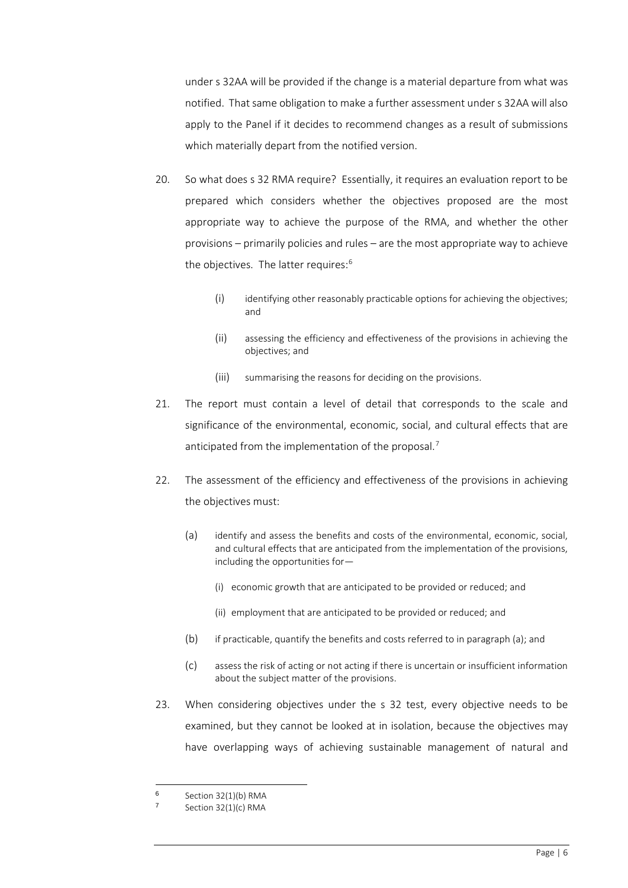under s 32AA will be provided if the change is a material departure from what was notified. That same obligation to make a further assessment under s 32AA will also apply to the Panel if it decides to recommend changes as a result of submissions which materially depart from the notified version.

20. So what does s 32 RMA require? Essentially, it requires an evaluation report to be prepared which considers whether the objectives proposed are the most appropriate way to achieve the purpose of the RMA, and whether the other provisions – primarily policies and rules – are the most appropriate way to achieve the objectives. The latter requires:[6]

    (i) identifying other reasonably practicable options for achieving the objectives; and

    (ii) assessing the efficiency and effectiveness of the provisions in achieving the objectives; and

    (iii) summarising the reasons for deciding on the provisions.

21. The report must contain a level of detail that corresponds to the scale and significance of the environmental, economic, social, and cultural effects that are anticipated from the implementation of the proposal.[7]

22. The assessment of the efficiency and effectiveness of the provisions in achieving the objectives must:

    (a) identify and assess the benefits and costs of the environmental, economic, social, and cultural effects that are anticipated from the implementation of the provisions, including the opportunities for—

        (i) economic growth that are anticipated to be provided or reduced; and

        (ii) employment that are anticipated to be provided or reduced; and

    (b) if practicable, quantify the benefits and costs referred to in paragraph (a); and

    (c) assess the risk of acting or not acting if there is uncertain or insufficient information about the subject matter of the provisions.

23. When considering objectives under the s 32 test, every objective needs to be examined, but they cannot be looked at in isolation, because the objectives may have overlapping ways of achieving sustainable management of natural and

---

[6] Section 32(1)(b) RMA

[7] Section 32(1)(c) RMA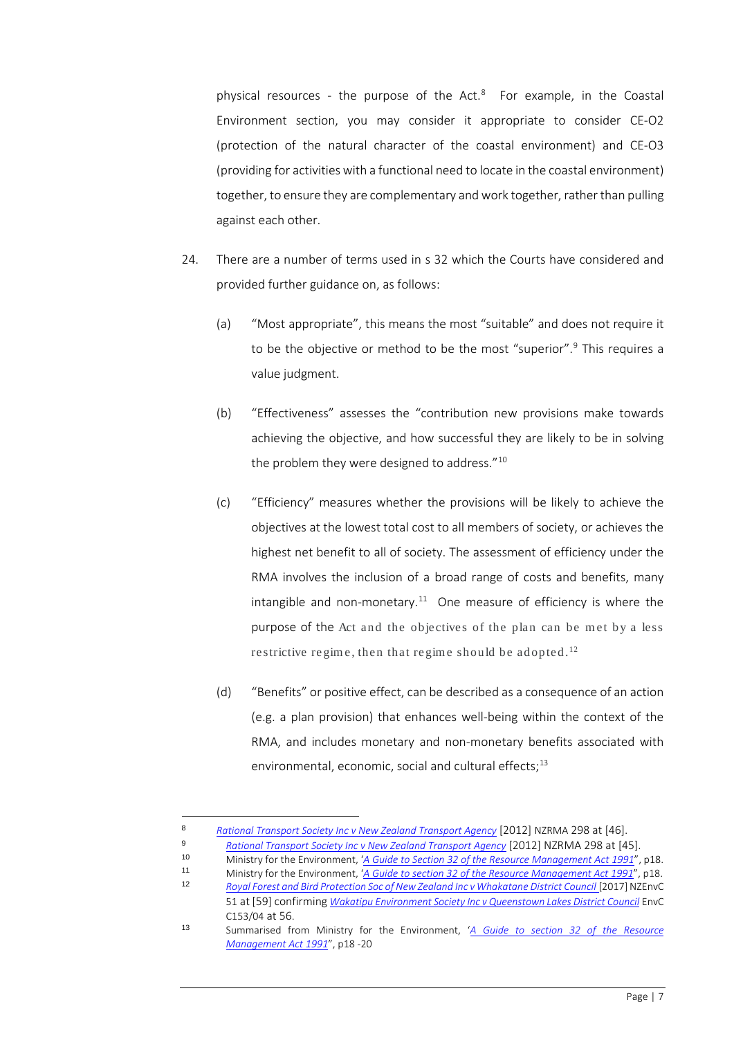physical resources - the purpose of the Act.[8] For example, in the Coastal Environment section, you may consider it appropriate to consider CE-O2 (protection of the natural character of the coastal environment) and CE-O3 (providing for activities with a functional need to locate in the coastal environment) together, to ensure they are complementary and work together, rather than pulling against each other.

24. There are a number of terms used in s 32 which the Courts have considered and provided further guidance on, as follows:

    (a) "Most appropriate", this means the most "suitable" and does not require it to be the objective or method to be the most "superior".[9] This requires a value judgment.

    (b) "Effectiveness" assesses the "contribution new provisions make towards achieving the objective, and how successful they are likely to be in solving the problem they were designed to address."[10]

    (c) "Efficiency" measures whether the provisions will be likely to achieve the objectives at the lowest total cost to all members of society, or achieves the highest net benefit to all of society. The assessment of efficiency under the RMA involves the inclusion of a broad range of costs and benefits, many intangible and non-monetary.[11] One measure of efficiency is where the purpose of the Act and the objectives of the plan can be met by a less restrictive regime, then that regime should be adopted.[12]

    (d) "Benefits" or positive effect, can be described as a consequence of an action (e.g. a plan provision) that enhances well-being within the context of the RMA, and includes monetary and non-monetary benefits associated with environmental, economic, social and cultural effects;[13]

---

[8] *Rational Transport Society Inc v New Zealand Transport Agency* [2012] NZRMA 298 at [46].

[9] *Rational Transport Society Inc v New Zealand Transport Agency* [2012] NZRMA 298 at [45].

[10] Ministry for the Environment, '*A Guide to Section 32 of the Resource Management Act 1991*", p18.

[11] Ministry for the Environment, '*A Guide to section 32 of the Resource Management Act 1991*", p18.

[12] *Royal Forest and Bird Protection Soc of New Zealand Inc v Whakatane District Council* [2017] NZEnvC 51 at [59] confirming *Wakatipu Environment Society Inc v Queenstown Lakes District Council* EnvC C153/04 at 56.

[13] Summarised from Ministry for the Environment, '*A Guide to section 32 of the Resource Management Act 1991*", p18 -20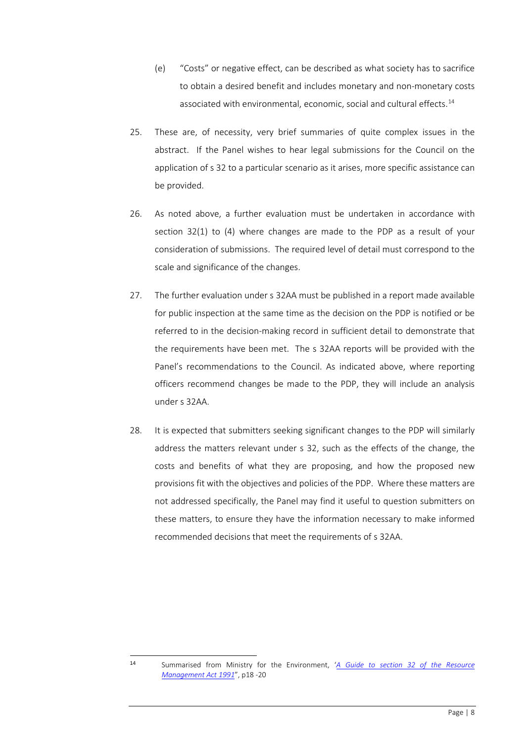(e) "Costs" or negative effect, can be described as what society has to sacrifice to obtain a desired benefit and includes monetary and non-monetary costs associated with environmental, economic, social and cultural effects.[14]

25. These are, of necessity, very brief summaries of quite complex issues in the abstract. If the Panel wishes to hear legal submissions for the Council on the application of s 32 to a particular scenario as it arises, more specific assistance can be provided.

26. As noted above, a further evaluation must be undertaken in accordance with section 32(1) to (4) where changes are made to the PDP as a result of your consideration of submissions. The required level of detail must correspond to the scale and significance of the changes.

27. The further evaluation under s 32AA must be published in a report made available for public inspection at the same time as the decision on the PDP is notified or be referred to in the decision-making record in sufficient detail to demonstrate that the requirements have been met. The s 32AA reports will be provided with the Panel's recommendations to the Council. As indicated above, where reporting officers recommend changes be made to the PDP, they will include an analysis under s 32AA.

28. It is expected that submitters seeking significant changes to the PDP will similarly address the matters relevant under s 32, such as the effects of the change, the costs and benefits of what they are proposing, and how the proposed new provisions fit with the objectives and policies of the PDP. Where these matters are not addressed specifically, the Panel may find it useful to question submitters on these matters, to ensure they have the information necessary to make informed recommended decisions that meet the requirements of s 32AA.

---

[14] Summarised from Ministry for the Environment, '*A Guide to section 32 of the Resource Management Act 1991*", p18 -20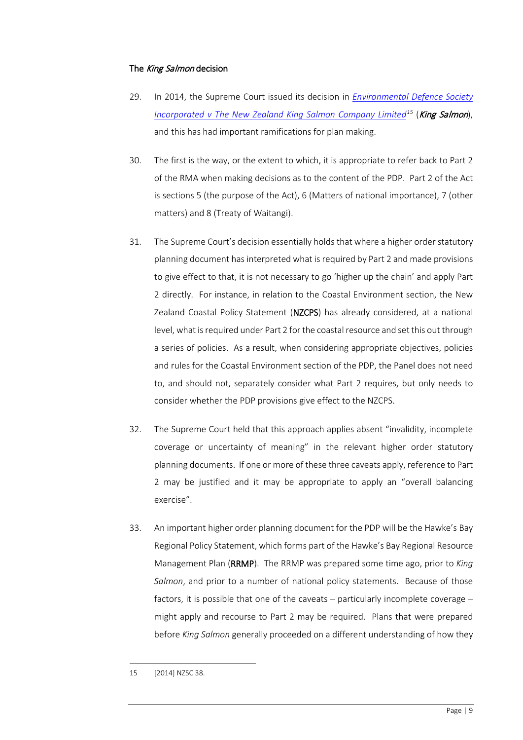### The *King Salmon* decision

29. In 2014, the Supreme Court issued its decision in *Environmental Defence Society Incorporated v The New Zealand King Salmon Company Limited*[15] (***King Salmon***), and this has had important ramifications for plan making.

30. The first is the way, or the extent to which, it is appropriate to refer back to Part 2 of the RMA when making decisions as to the content of the PDP. Part 2 of the Act is sections 5 (the purpose of the Act), 6 (Matters of national importance), 7 (other matters) and 8 (Treaty of Waitangi).

31. The Supreme Court's decision essentially holds that where a higher order statutory planning document has interpreted what is required by Part 2 and made provisions to give effect to that, it is not necessary to go 'higher up the chain' and apply Part 2 directly. For instance, in relation to the Coastal Environment section, the New Zealand Coastal Policy Statement (**NZCPS**) has already considered, at a national level, what is required under Part 2 for the coastal resource and set this out through a series of policies. As a result, when considering appropriate objectives, policies and rules for the Coastal Environment section of the PDP, the Panel does not need to, and should not, separately consider what Part 2 requires, but only needs to consider whether the PDP provisions give effect to the NZCPS.

32. The Supreme Court held that this approach applies absent "invalidity, incomplete coverage or uncertainty of meaning" in the relevant higher order statutory planning documents. If one or more of these three caveats apply, reference to Part 2 may be justified and it may be appropriate to apply an "overall balancing exercise".

33. An important higher order planning document for the PDP will be the Hawke's Bay Regional Policy Statement, which forms part of the Hawke's Bay Regional Resource Management Plan (**RRMP**). The RRMP was prepared some time ago, prior to *King Salmon*, and prior to a number of national policy statements. Because of those factors, it is possible that one of the caveats – particularly incomplete coverage – might apply and recourse to Part 2 may be required. Plans that were prepared before *King Salmon* generally proceeded on a different understanding of how they

15 [2014] NZSC 38.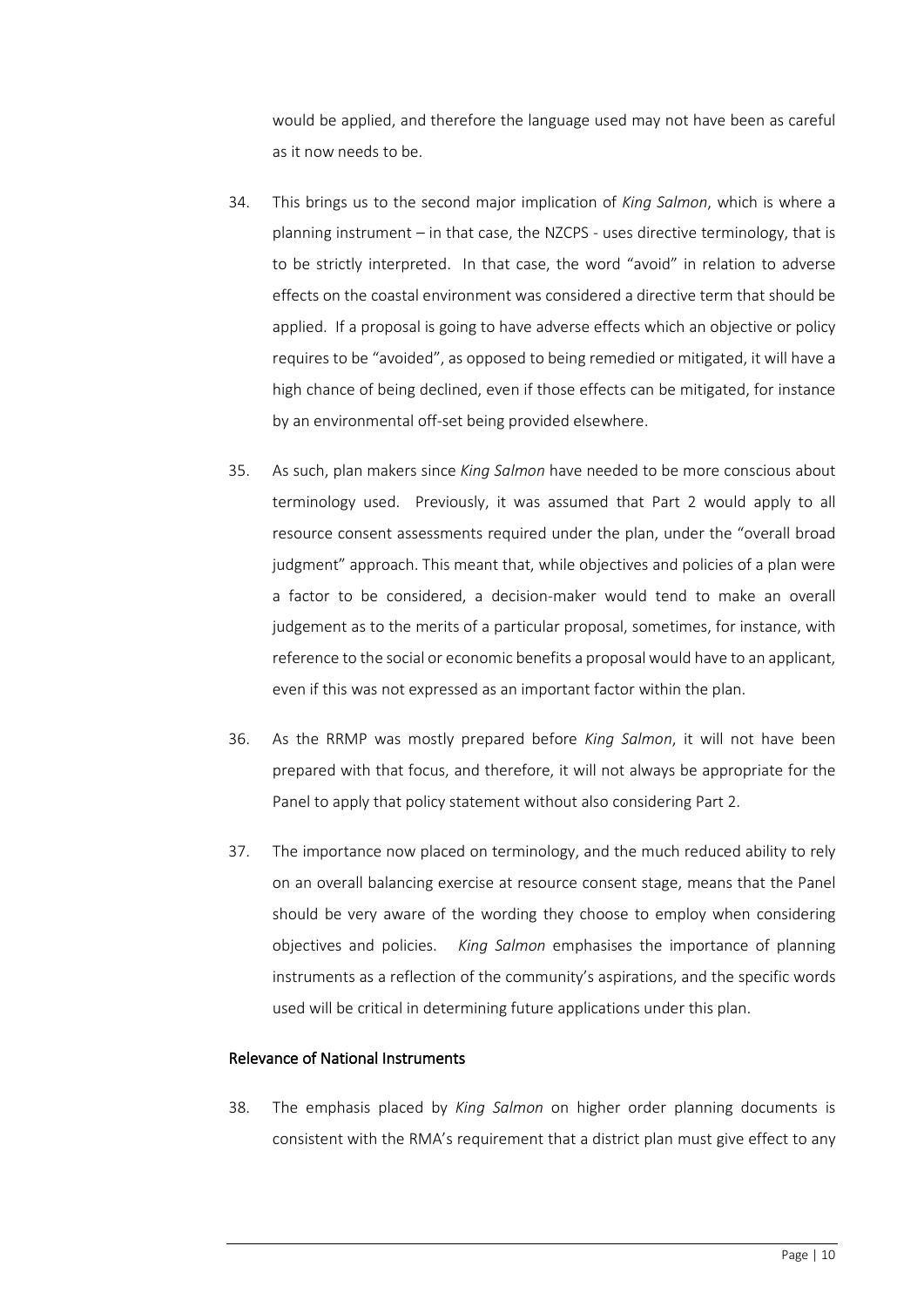would be applied, and therefore the language used may not have been as careful as it now needs to be.

34. This brings us to the second major implication of *King Salmon*, which is where a planning instrument – in that case, the NZCPS - uses directive terminology, that is to be strictly interpreted. In that case, the word "avoid" in relation to adverse effects on the coastal environment was considered a directive term that should be applied. If a proposal is going to have adverse effects which an objective or policy requires to be "avoided", as opposed to being remedied or mitigated, it will have a high chance of being declined, even if those effects can be mitigated, for instance by an environmental off-set being provided elsewhere.

35. As such, plan makers since *King Salmon* have needed to be more conscious about terminology used. Previously, it was assumed that Part 2 would apply to all resource consent assessments required under the plan, under the "overall broad judgment" approach. This meant that, while objectives and policies of a plan were a factor to be considered, a decision-maker would tend to make an overall judgement as to the merits of a particular proposal, sometimes, for instance, with reference to the social or economic benefits a proposal would have to an applicant, even if this was not expressed as an important factor within the plan.

36. As the RRMP was mostly prepared before *King Salmon*, it will not have been prepared with that focus, and therefore, it will not always be appropriate for the Panel to apply that policy statement without also considering Part 2.

37. The importance now placed on terminology, and the much reduced ability to rely on an overall balancing exercise at resource consent stage, means that the Panel should be very aware of the wording they choose to employ when considering objectives and policies. *King Salmon* emphasises the importance of planning instruments as a reflection of the community's aspirations, and the specific words used will be critical in determining future applications under this plan.

## Relevance of National Instruments

38. The emphasis placed by *King Salmon* on higher order planning documents is consistent with the RMA's requirement that a district plan must give effect to any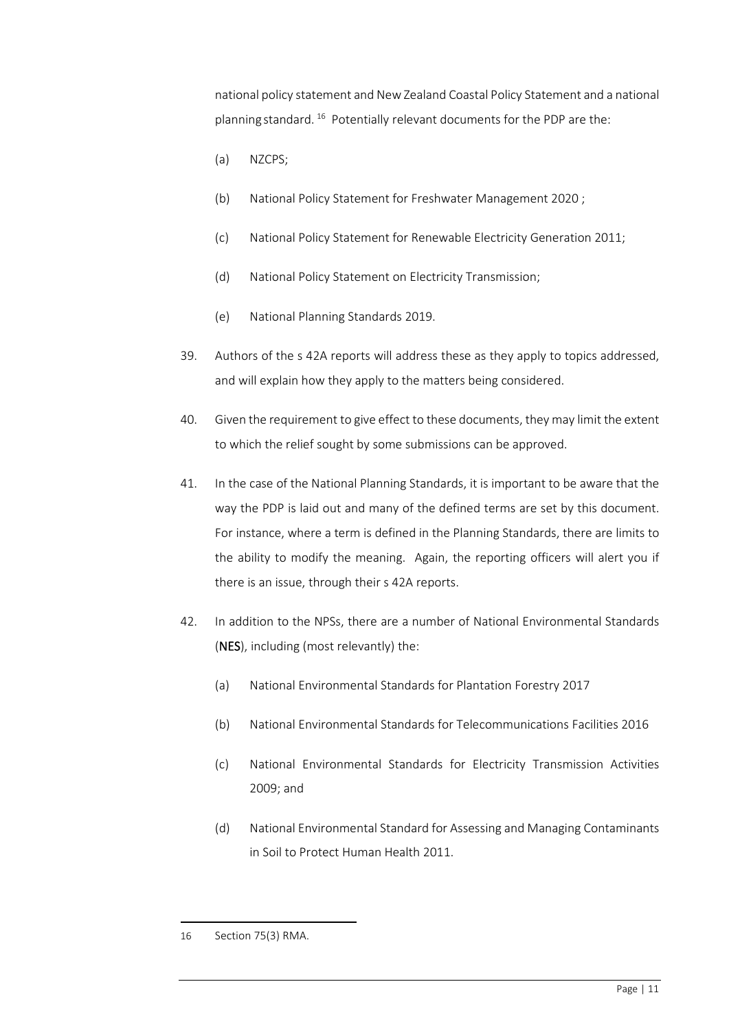national policy statement and New Zealand Coastal Policy Statement and a national planning standard.[16] Potentially relevant documents for the PDP are the:

(a) NZCPS;

(b) National Policy Statement for Freshwater Management 2020 ;

(c) National Policy Statement for Renewable Electricity Generation 2011;

(d) National Policy Statement on Electricity Transmission;

(e) National Planning Standards 2019.

39. Authors of the s 42A reports will address these as they apply to topics addressed, and will explain how they apply to the matters being considered.

40. Given the requirement to give effect to these documents, they may limit the extent to which the relief sought by some submissions can be approved.

41. In the case of the National Planning Standards, it is important to be aware that the way the PDP is laid out and many of the defined terms are set by this document. For instance, where a term is defined in the Planning Standards, there are limits to the ability to modify the meaning. Again, the reporting officers will alert you if there is an issue, through their s 42A reports.

42. In addition to the NPSs, there are a number of National Environmental Standards (**NES**), including (most relevantly) the:

(a) National Environmental Standards for Plantation Forestry 2017

(b) National Environmental Standards for Telecommunications Facilities 2016

(c) National Environmental Standards for Electricity Transmission Activities 2009; and

(d) National Environmental Standard for Assessing and Managing Contaminants in Soil to Protect Human Health 2011.

---

16 Section 75(3) RMA.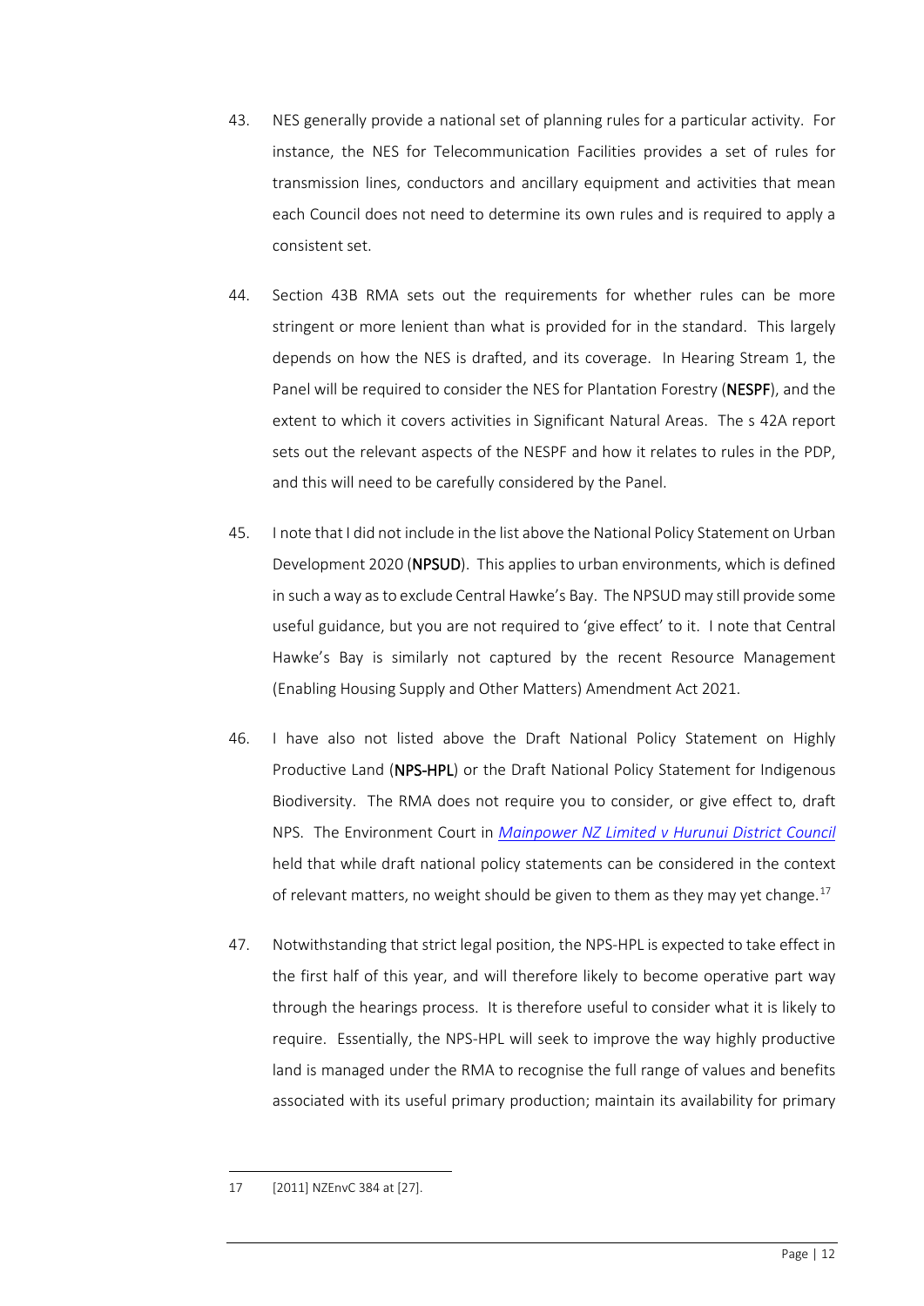43. NES generally provide a national set of planning rules for a particular activity. For instance, the NES for Telecommunication Facilities provides a set of rules for transmission lines, conductors and ancillary equipment and activities that mean each Council does not need to determine its own rules and is required to apply a consistent set.

44. Section 43B RMA sets out the requirements for whether rules can be more stringent or more lenient than what is provided for in the standard. This largely depends on how the NES is drafted, and its coverage. In Hearing Stream 1, the Panel will be required to consider the NES for Plantation Forestry (**NESPF**), and the extent to which it covers activities in Significant Natural Areas. The s 42A report sets out the relevant aspects of the NESPF and how it relates to rules in the PDP, and this will need to be carefully considered by the Panel.

45. I note that I did not include in the list above the National Policy Statement on Urban Development 2020 (**NPSUD**). This applies to urban environments, which is defined in such a way as to exclude Central Hawke's Bay. The NPSUD may still provide some useful guidance, but you are not required to 'give effect' to it. I note that Central Hawke's Bay is similarly not captured by the recent Resource Management (Enabling Housing Supply and Other Matters) Amendment Act 2021.

46. I have also not listed above the Draft National Policy Statement on Highly Productive Land (**NPS-HPL**) or the Draft National Policy Statement for Indigenous Biodiversity. The RMA does not require you to consider, or give effect to, draft NPS. The Environment Court in *Mainpower NZ Limited v Hurunui District Council* held that while draft national policy statements can be considered in the context of relevant matters, no weight should be given to them as they may yet change.[17]

47. Notwithstanding that strict legal position, the NPS-HPL is expected to take effect in the first half of this year, and will therefore likely to become operative part way through the hearings process. It is therefore useful to consider what it is likely to require. Essentially, the NPS-HPL will seek to improve the way highly productive land is managed under the RMA to recognise the full range of values and benefits associated with its useful primary production; maintain its availability for primary

---

17 [2011] NZEnvC 384 at [27].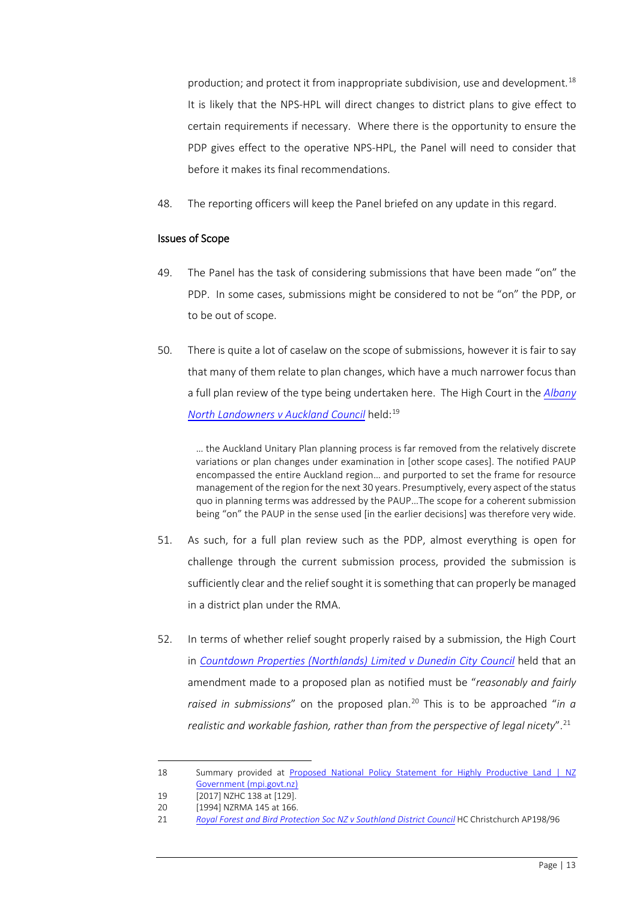production; and protect it from inappropriate subdivision, use and development.[18] It is likely that the NPS-HPL will direct changes to district plans to give effect to certain requirements if necessary. Where there is the opportunity to ensure the PDP gives effect to the operative NPS-HPL, the Panel will need to consider that before it makes its final recommendations.

48. The reporting officers will keep the Panel briefed on any update in this regard.

## Issues of Scope

49. The Panel has the task of considering submissions that have been made "on" the PDP. In some cases, submissions might be considered to not be "on" the PDP, or to be out of scope.

50. There is quite a lot of caselaw on the scope of submissions, however it is fair to say that many of them relate to plan changes, which have a much narrower focus than a full plan review of the type being undertaken here. The High Court in the *Albany North Landowners v Auckland Council* held:[19]

> … the Auckland Unitary Plan planning process is far removed from the relatively discrete variations or plan changes under examination in [other scope cases]. The notified PAUP encompassed the entire Auckland region… and purported to set the frame for resource management of the region for the next 30 years. Presumptively, every aspect of the status quo in planning terms was addressed by the PAUP…The scope for a coherent submission being "on" the PAUP in the sense used [in the earlier decisions] was therefore very wide.

51. As such, for a full plan review such as the PDP, almost everything is open for challenge through the current submission process, provided the submission is sufficiently clear and the relief sought it is something that can properly be managed in a district plan under the RMA.

52. In terms of whether relief sought properly raised by a submission, the High Court in *Countdown Properties (Northlands) Limited v Dunedin City Council* held that an amendment made to a proposed plan as notified must be "*reasonably and fairly raised in submissions*" on the proposed plan.[20] This is to be approached "*in a realistic and workable fashion, rather than from the perspective of legal nicety*".[21]

---

18 Summary provided at Proposed National Policy Statement for Highly Productive Land | NZ Government (mpi.govt.nz)

19 [2017] NZHC 138 at [129].

20 [1994] NZRMA 145 at 166.

21 *Royal Forest and Bird Protection Soc NZ v Southland District Council* HC Christchurch AP198/96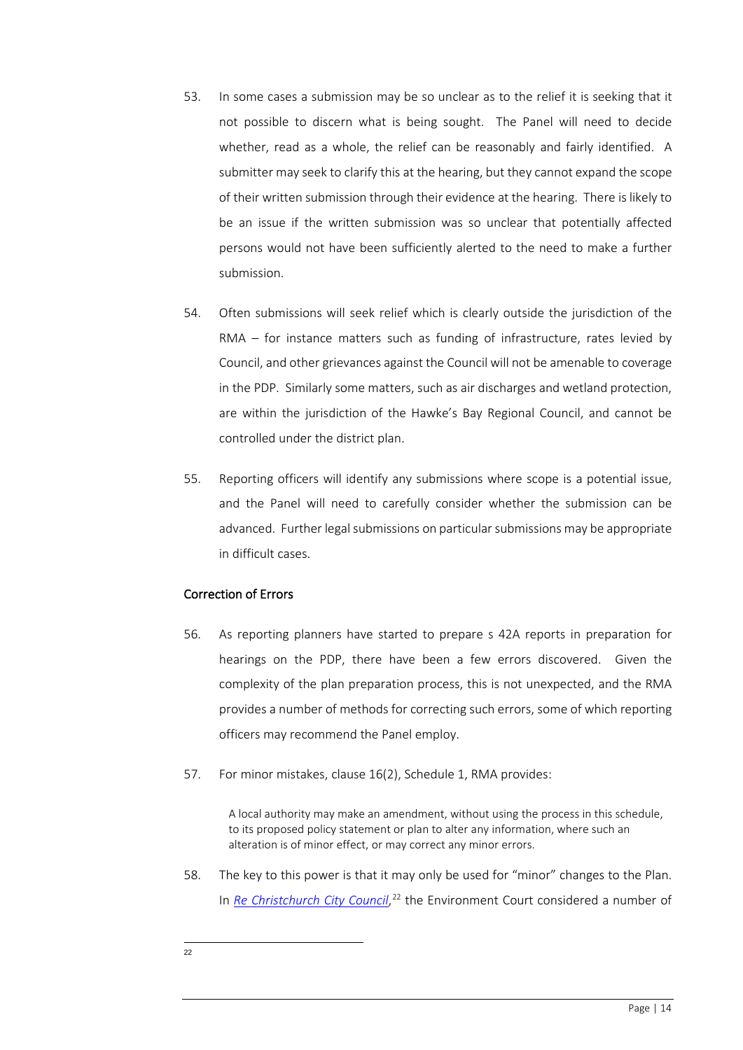53. In some cases a submission may be so unclear as to the relief it is seeking that it not possible to discern what is being sought. The Panel will need to decide whether, read as a whole, the relief can be reasonably and fairly identified. A submitter may seek to clarify this at the hearing, but they cannot expand the scope of their written submission through their evidence at the hearing. There is likely to be an issue if the written submission was so unclear that potentially affected persons would not have been sufficiently alerted to the need to make a further submission.

54. Often submissions will seek relief which is clearly outside the jurisdiction of the RMA – for instance matters such as funding of infrastructure, rates levied by Council, and other grievances against the Council will not be amenable to coverage in the PDP. Similarly some matters, such as air discharges and wetland protection, are within the jurisdiction of the Hawke's Bay Regional Council, and cannot be controlled under the district plan.

55. Reporting officers will identify any submissions where scope is a potential issue, and the Panel will need to carefully consider whether the submission can be advanced. Further legal submissions on particular submissions may be appropriate in difficult cases.

### Correction of Errors

56. As reporting planners have started to prepare s 42A reports in preparation for hearings on the PDP, there have been a few errors discovered. Given the complexity of the plan preparation process, this is not unexpected, and the RMA provides a number of methods for correcting such errors, some of which reporting officers may recommend the Panel employ.

57. For minor mistakes, clause 16(2), Schedule 1, RMA provides:

> A local authority may make an amendment, without using the process in this schedule, to its proposed policy statement or plan to alter any information, where such an alteration is of minor effect, or may correct any minor errors.

58. The key to this power is that it may only be used for "minor" changes to the Plan. In *Re Christchurch City Council*,[22] the Environment Court considered a number of

[22]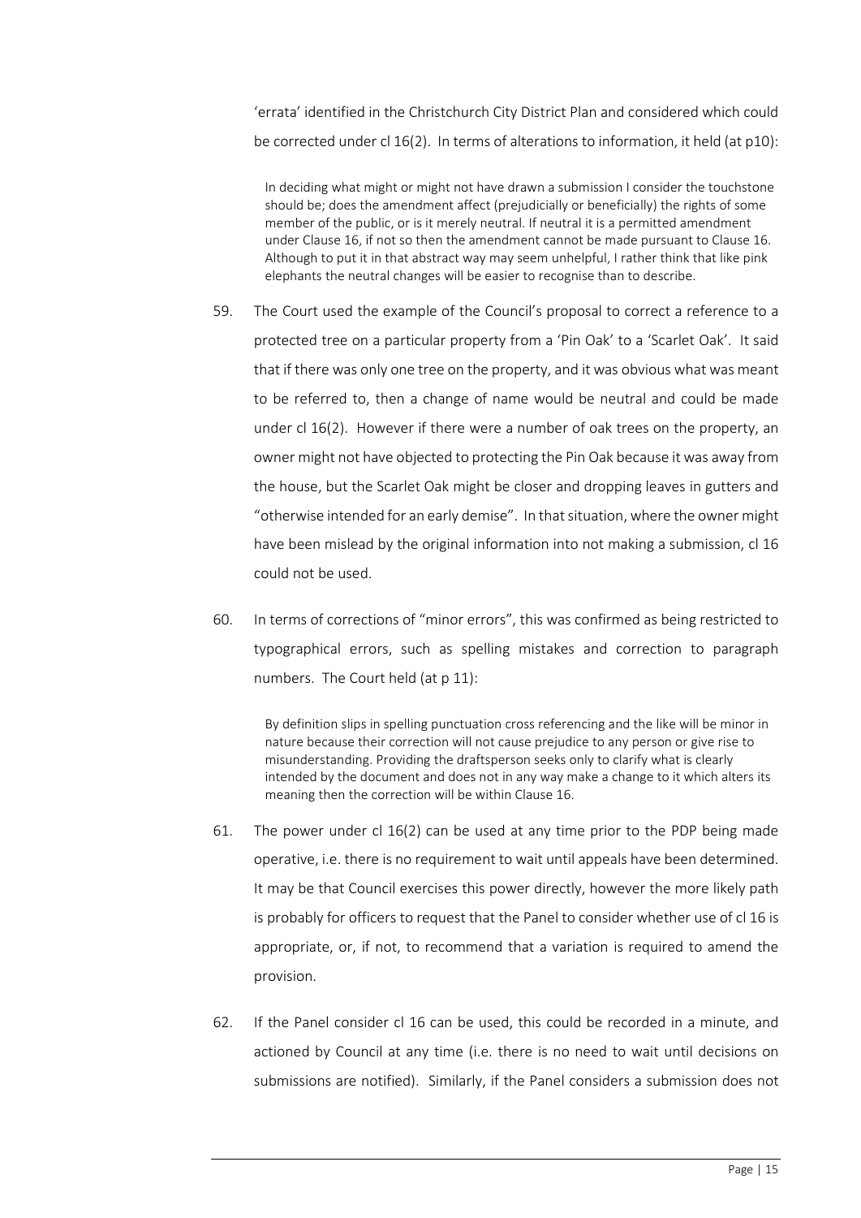'errata' identified in the Christchurch City District Plan and considered which could be corrected under cl 16(2). In terms of alterations to information, it held (at p10):

> In deciding what might or might not have drawn a submission I consider the touchstone should be; does the amendment affect (prejudicially or beneficially) the rights of some member of the public, or is it merely neutral. If neutral it is a permitted amendment under Clause 16, if not so then the amendment cannot be made pursuant to Clause 16. Although to put it in that abstract way may seem unhelpful, I rather think that like pink elephants the neutral changes will be easier to recognise than to describe.

59. The Court used the example of the Council's proposal to correct a reference to a protected tree on a particular property from a 'Pin Oak' to a 'Scarlet Oak'. It said that if there was only one tree on the property, and it was obvious what was meant to be referred to, then a change of name would be neutral and could be made under cl 16(2). However if there were a number of oak trees on the property, an owner might not have objected to protecting the Pin Oak because it was away from the house, but the Scarlet Oak might be closer and dropping leaves in gutters and "otherwise intended for an early demise". In that situation, where the owner might have been mislead by the original information into not making a submission, cl 16 could not be used.

60. In terms of corrections of "minor errors", this was confirmed as being restricted to typographical errors, such as spelling mistakes and correction to paragraph numbers. The Court held (at p 11):

> By definition slips in spelling punctuation cross referencing and the like will be minor in nature because their correction will not cause prejudice to any person or give rise to misunderstanding. Providing the draftsperson seeks only to clarify what is clearly intended by the document and does not in any way make a change to it which alters its meaning then the correction will be within Clause 16.

61. The power under cl 16(2) can be used at any time prior to the PDP being made operative, i.e. there is no requirement to wait until appeals have been determined. It may be that Council exercises this power directly, however the more likely path is probably for officers to request that the Panel to consider whether use of cl 16 is appropriate, or, if not, to recommend that a variation is required to amend the provision.

62. If the Panel consider cl 16 can be used, this could be recorded in a minute, and actioned by Council at any time (i.e. there is no need to wait until decisions on submissions are notified). Similarly, if the Panel considers a submission does not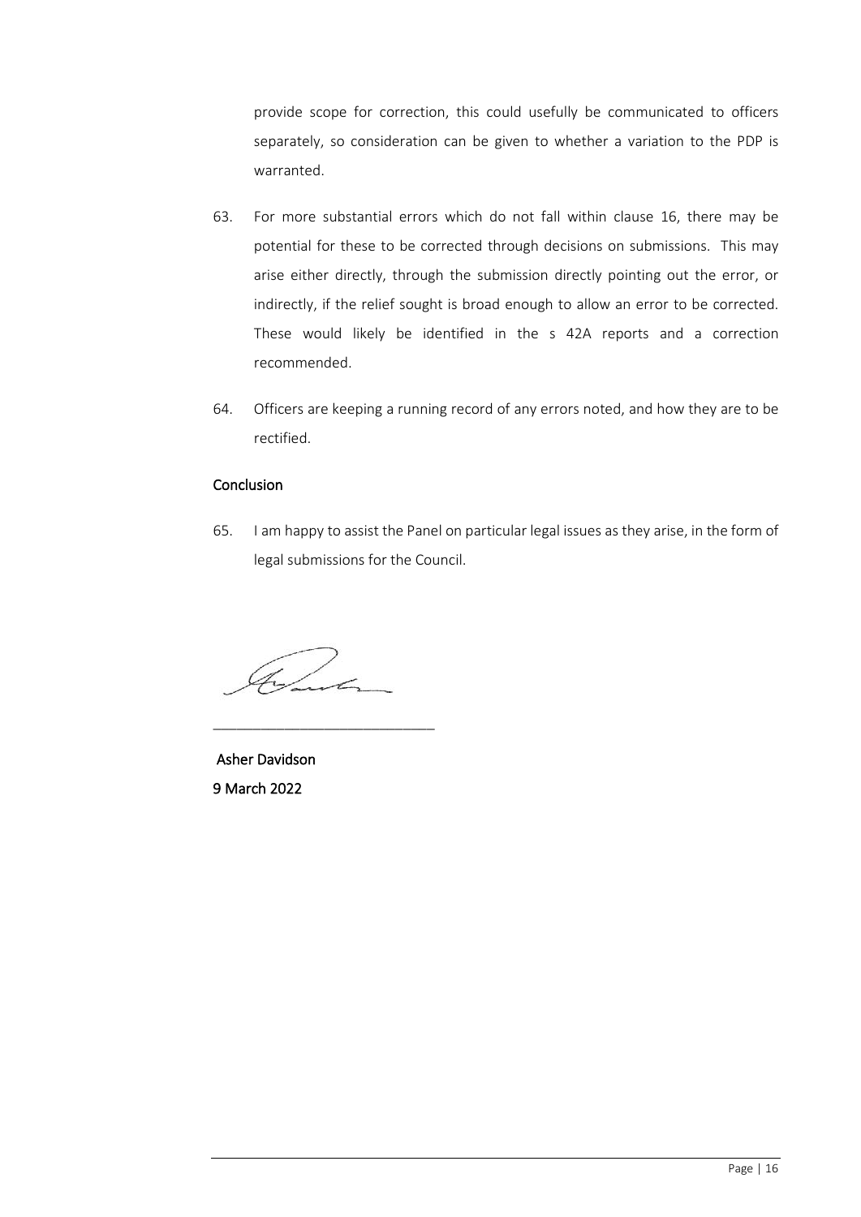provide scope for correction, this could usefully be communicated to officers separately, so consideration can be given to whether a variation to the PDP is warranted.

63. For more substantial errors which do not fall within clause 16, there may be potential for these to be corrected through decisions on submissions. This may arise either directly, through the submission directly pointing out the error, or indirectly, if the relief sought is broad enough to allow an error to be corrected. These would likely be identified in the s 42A reports and a correction recommended.

64. Officers are keeping a running record of any errors noted, and how they are to be rectified.

## Conclusion

65. I am happy to assist the Panel on particular legal issues as they arise, in the form of legal submissions for the Council.

\_\_\_\_\_\_\_\_\_\_\_\_\_\_\_\_\_\_\_\_\_\_\_\_\_\_\_\_

Asher Davidson
9 March 2022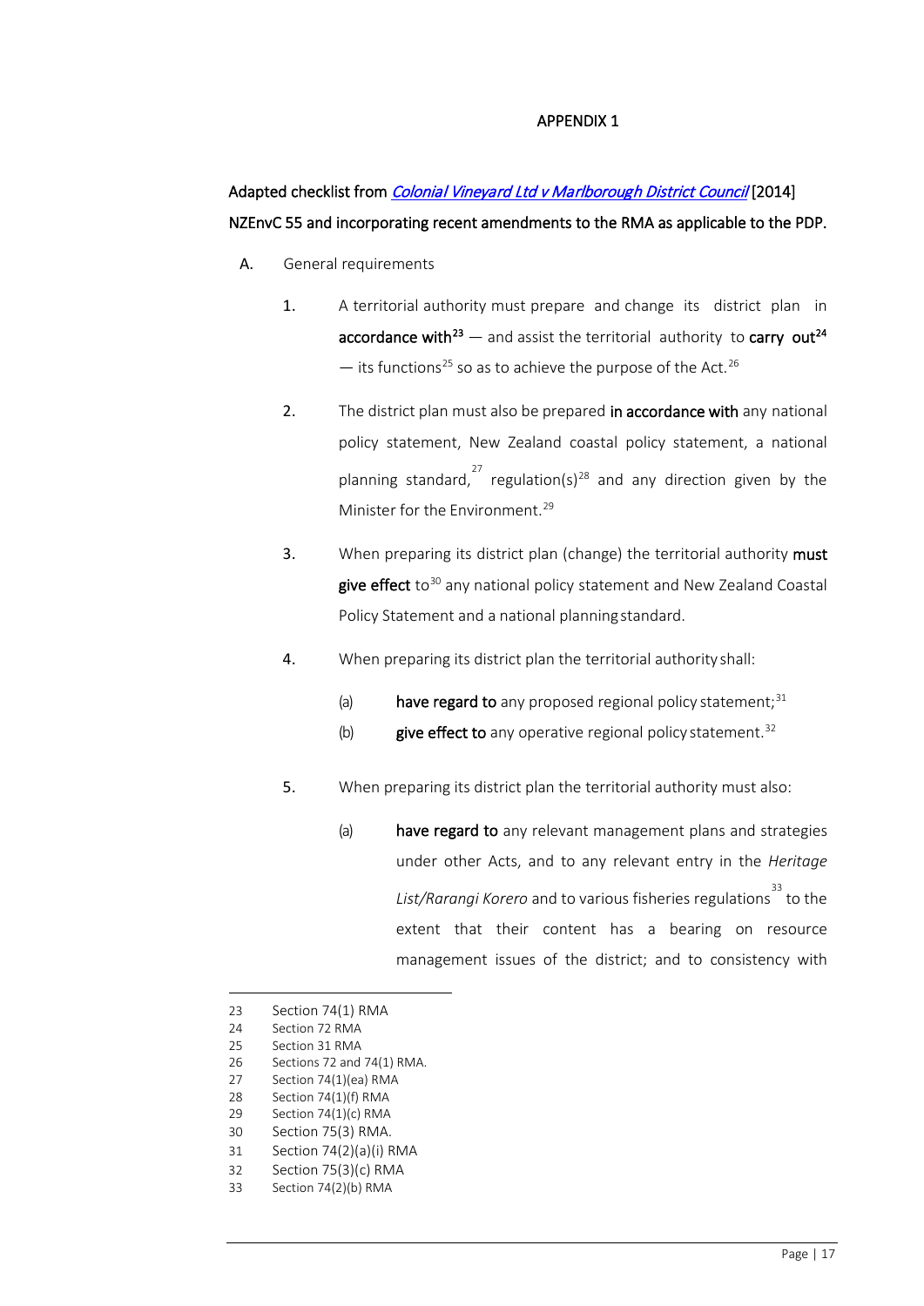APPENDIX 1

**Adapted checklist from *[Colonial Vineyard Ltd v Marlborough District Council]()* [2014] NZEnvC 55 and incorporating recent amendments to the RMA as applicable to the PDP.**

A. General requirements

1. A territorial authority must prepare and change its district plan in **accordance with**[23] — and assist the territorial authority to **carry out**[24] — its functions[25] so as to achieve the purpose of the Act.[26]

2. The district plan must also be prepared **in accordance with** any national policy statement, New Zealand coastal policy statement, a national planning standard,[27] regulation(s)[28] and any direction given by the Minister for the Environment.[29]

3. When preparing its district plan (change) the territorial authority **must give effect** to[30] any national policy statement and New Zealand Coastal Policy Statement and a national planning standard.

4. When preparing its district plan the territorial authority shall:

   (a) **have regard to** any proposed regional policy statement;[31]

   (b) **give effect to** any operative regional policy statement.[32]

5. When preparing its district plan the territorial authority must also:

   (a) **have regard to** any relevant management plans and strategies under other Acts, and to any relevant entry in the *Heritage List/Rarangi Korero* and to various fisheries regulations[33] to the extent that their content has a bearing on resource management issues of the district; and to consistency with

---

23 Section 74(1) RMA
24 Section 72 RMA
25 Section 31 RMA
26 Sections 72 and 74(1) RMA.
27 Section 74(1)(ea) RMA
28 Section 74(1)(f) RMA
29 Section 74(1)(c) RMA
30 Section 75(3) RMA.
31 Section 74(2)(a)(i) RMA
32 Section 75(3)(c) RMA
33 Section 74(2)(b) RMA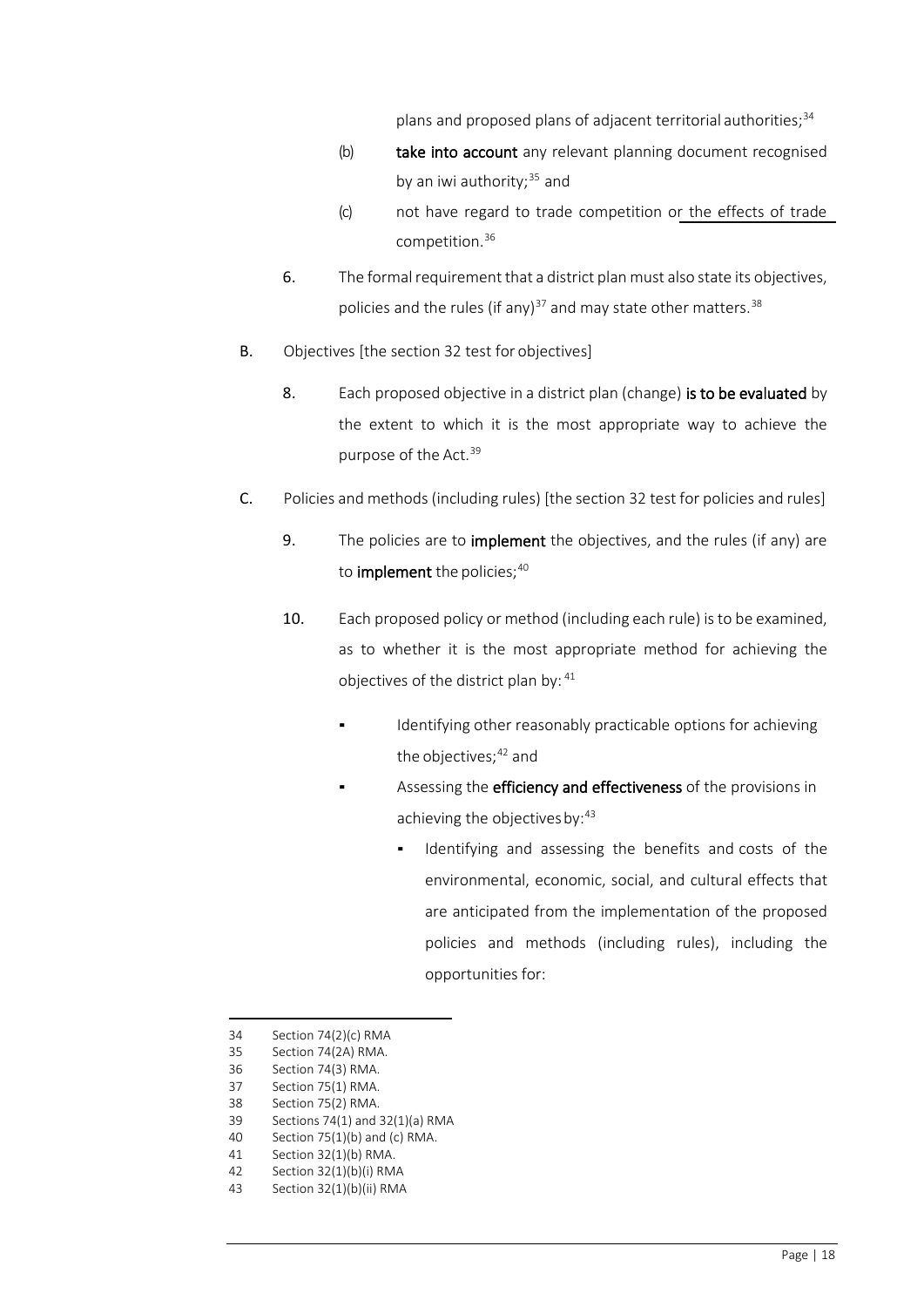plans and proposed plans of adjacent territorial authorities;[34]

(b) **take into account** any relevant planning document recognised by an iwi authority;[35] and

(c) not have regard to trade competition or the effects of trade competition.[36]

6. The formal requirement that a district plan must also state its objectives, policies and the rules (if any)[37] and may state other matters.[38]

B. Objectives [the section 32 test for objectives]

8. Each proposed objective in a district plan (change) **is to be evaluated** by the extent to which it is the most appropriate way to achieve the purpose of the Act.[39]

C. Policies and methods (including rules) [the section 32 test for policies and rules]

9. The policies are to **implement** the objectives, and the rules (if any) are to **implement** the policies;[40]

10. Each proposed policy or method (including each rule) is to be examined, as to whether it is the most appropriate method for achieving the objectives of the district plan by:[41]

- Identifying other reasonably practicable options for achieving the objectives;[42] and
- Assessing the **efficiency and effectiveness** of the provisions in achieving the objectives by:[43]
  - Identifying and assessing the benefits and costs of the environmental, economic, social, and cultural effects that are anticipated from the implementation of the proposed policies and methods (including rules), including the opportunities for:

---

34 Section 74(2)(c) RMA

35 Section 74(2A) RMA.

36 Section 74(3) RMA.

37 Section 75(1) RMA.

38 Section 75(2) RMA.

39 Sections 74(1) and 32(1)(a) RMA

40 Section 75(1)(b) and (c) RMA.

41 Section 32(1)(b) RMA.

42 Section 32(1)(b)(i) RMA

43 Section 32(1)(b)(ii) RMA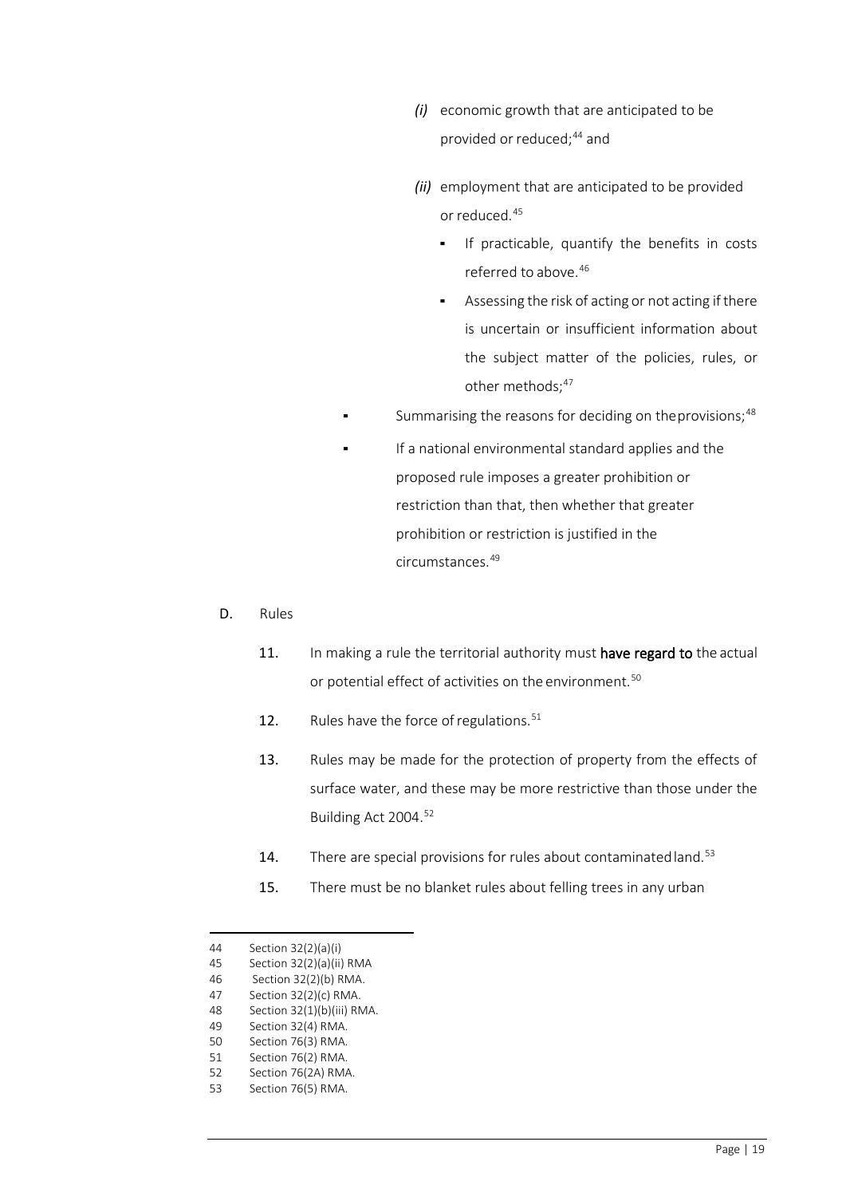- *(i)* economic growth that are anticipated to be provided or reduced;[44] and
- *(ii)* employment that are anticipated to be provided or reduced.[45]
  - If practicable, quantify the benefits in costs referred to above.[46]
  - Assessing the risk of acting or not acting if there is uncertain or insufficient information about the subject matter of the policies, rules, or other methods;[47]
- Summarising the reasons for deciding on the provisions;[48]
- If a national environmental standard applies and the proposed rule imposes a greater prohibition or restriction than that, then whether that greater prohibition or restriction is justified in the circumstances.[49]

D. Rules

11. In making a rule the territorial authority must **have regard to** the actual or potential effect of activities on the environment.[50]
12. Rules have the force of regulations.[51]
13. Rules may be made for the protection of property from the effects of surface water, and these may be more restrictive than those under the Building Act 2004.[52]
14. There are special provisions for rules about contaminated land.[53]
15. There must be no blanket rules about felling trees in any urban

---

44 Section 32(2)(a)(i)
45 Section 32(2)(a)(ii) RMA
46 Section 32(2)(b) RMA.
47 Section 32(2)(c) RMA.
48 Section 32(1)(b)(iii) RMA.
49 Section 32(4) RMA.
50 Section 76(3) RMA.
51 Section 76(2) RMA.
52 Section 76(2A) RMA.
53 Section 76(5) RMA.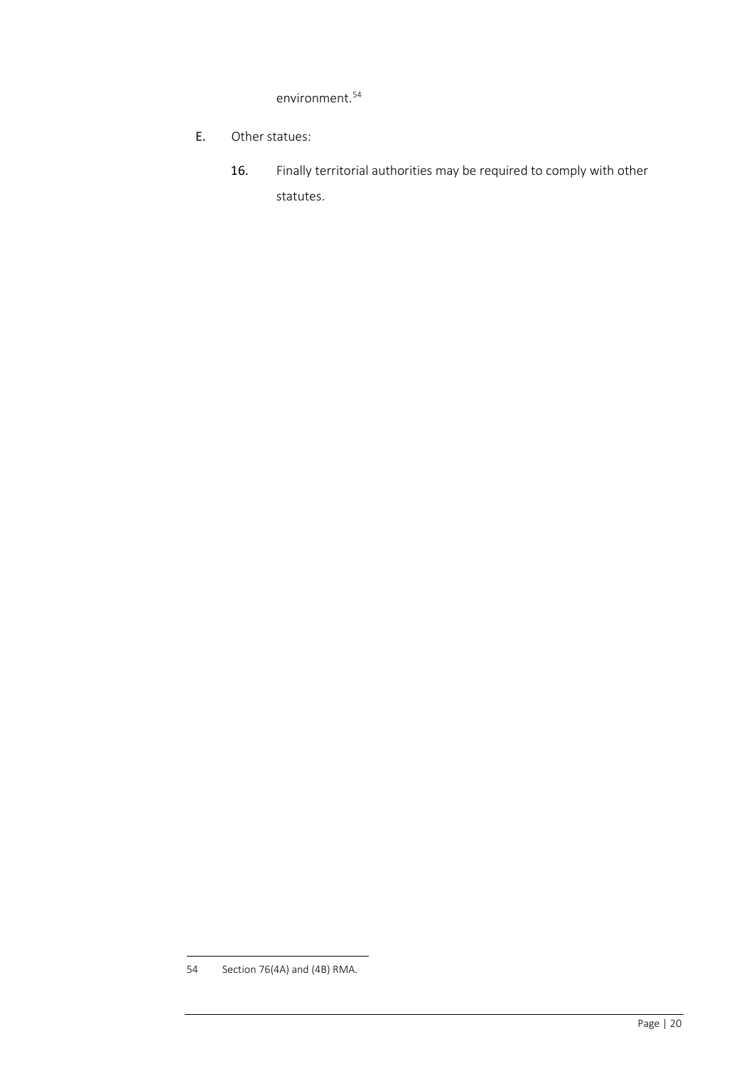environment.[54]

E. Other statues:

16. Finally territorial authorities may be required to comply with other statutes.

54 Section 76(4A) and (4B) RMA.